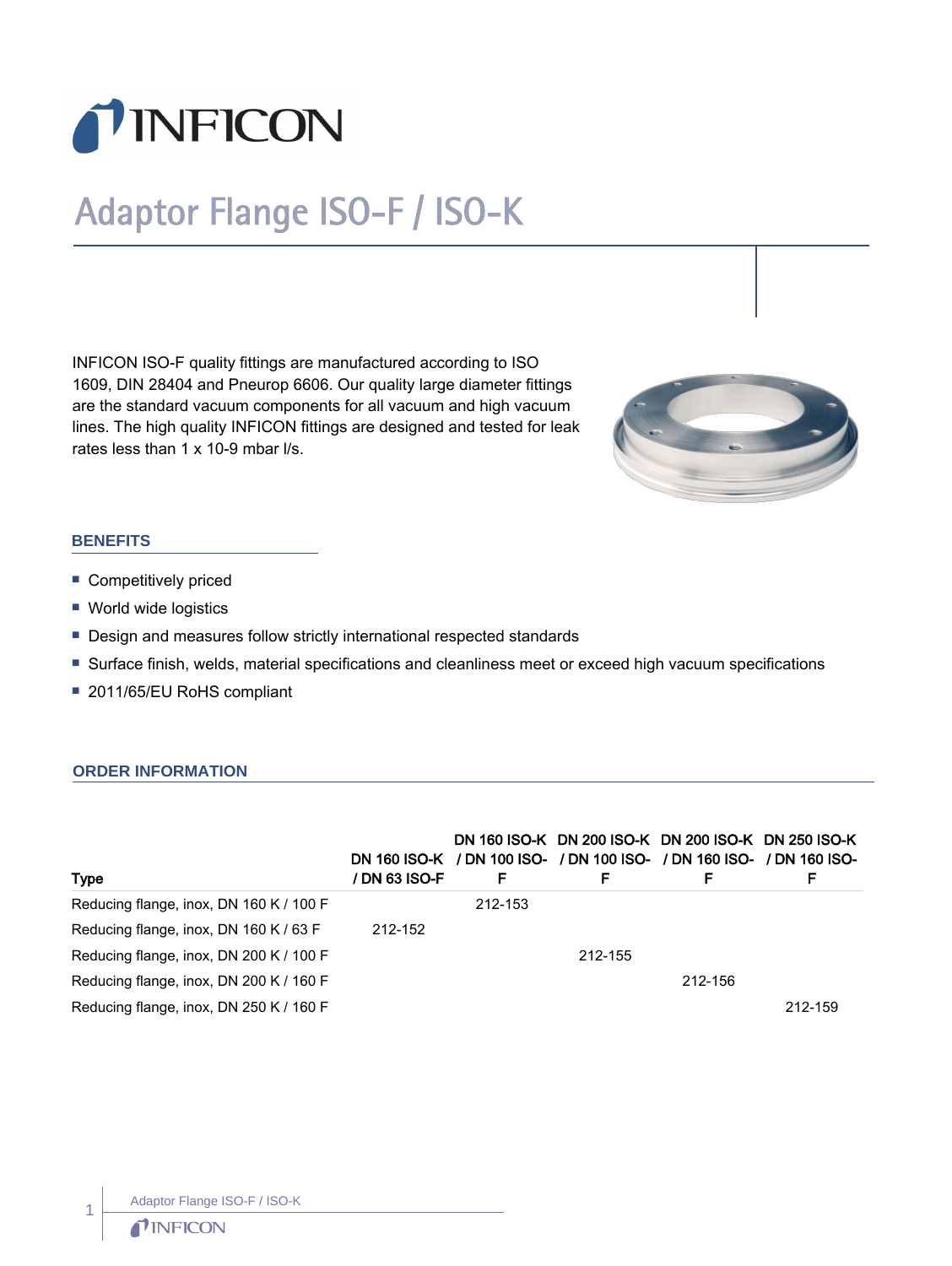# Adaptor Flange ISO-F / ISO-K

INFICON ISO-F quality fittings are manufactured according to ISO 1609, DIN 28404 and Pneurop 6606. Our quality large diameter fittings are the standard vacuum components for all vacuum and high vacuum lines. The high quality INFICON fittings are designed and tested for leak rates less than 1 x 10-9 mbar l/s.

## BENEFITS

- Competitively priced
- World wide logistics
- Design and measures follow strictly international respected standards
- Surface finish, welds, material specifications and cleanliness meet or exceed high vacuum specifications
- 2011/65/EU RoHS compliant

## ORDER INFORMATION

| Type | DN 160 ISO-K / DN 63 ISO-F | DN 160 ISO-K / DN 100 ISO-F | DN 200 ISO-K / DN 100 ISO-F | DN 200 ISO-K / DN 160 ISO-F | DN 250 ISO-K / DN 160 ISO-F |
|---|---|---|---|---|---|
| Reducing flange, inox, DN 160 K / 100 F | | 212-153 | | | |
| Reducing flange, inox, DN 160 K / 63 F | 212-152 | | | | |
| Reducing flange, inox, DN 200 K / 100 F | | | 212-155 | | |
| Reducing flange, inox, DN 200 K / 160 F | | | | 212-156 | |
| Reducing flange, inox, DN 250 K / 160 F | | | | | 212-159 |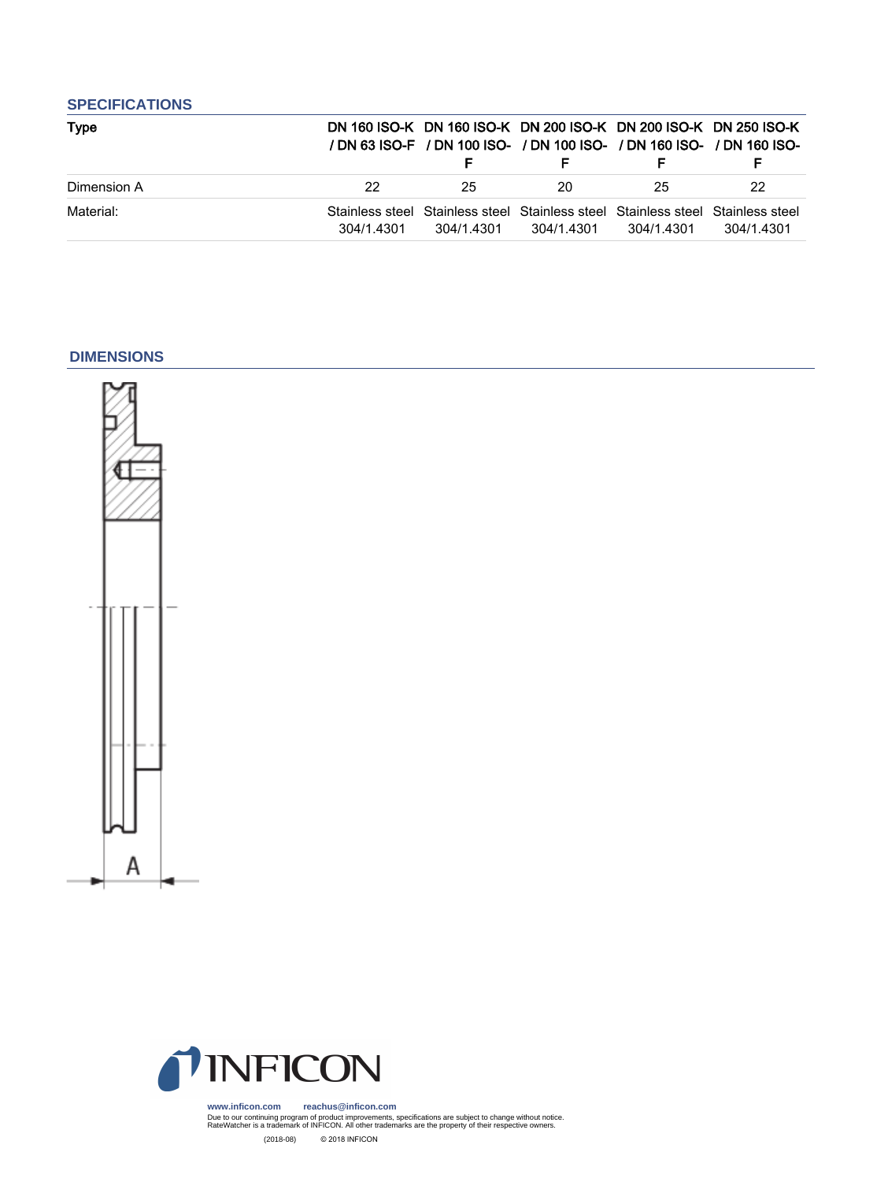## SPECIFICATIONS

| Type | DN 160 ISO-K / DN 63 ISO-F | DN 160 ISO-K / DN 100 ISO-F | DN 200 ISO-K / DN 100 ISO-F | DN 200 ISO-K / DN 160 ISO-F | DN 250 ISO-K / DN 160 ISO-F |
|---|---|---|---|---|---|
| Dimension A | 22 | 25 | 20 | 25 | 22 |
| Material: | Stainless steel 304/1.4301 | Stainless steel 304/1.4301 | Stainless steel 304/1.4301 | Stainless steel 304/1.4301 | Stainless steel 304/1.4301 |

## DIMENSIONS

A

INFICON

www.inficon.com reachus@inficon.com

Due to our continuing program of product improvements, specifications are subject to change without notice.
RateWatcher is a trademark of INFICON. All other trademarks are the property of their respective owners.

(2018-08) © 2018 INFICON